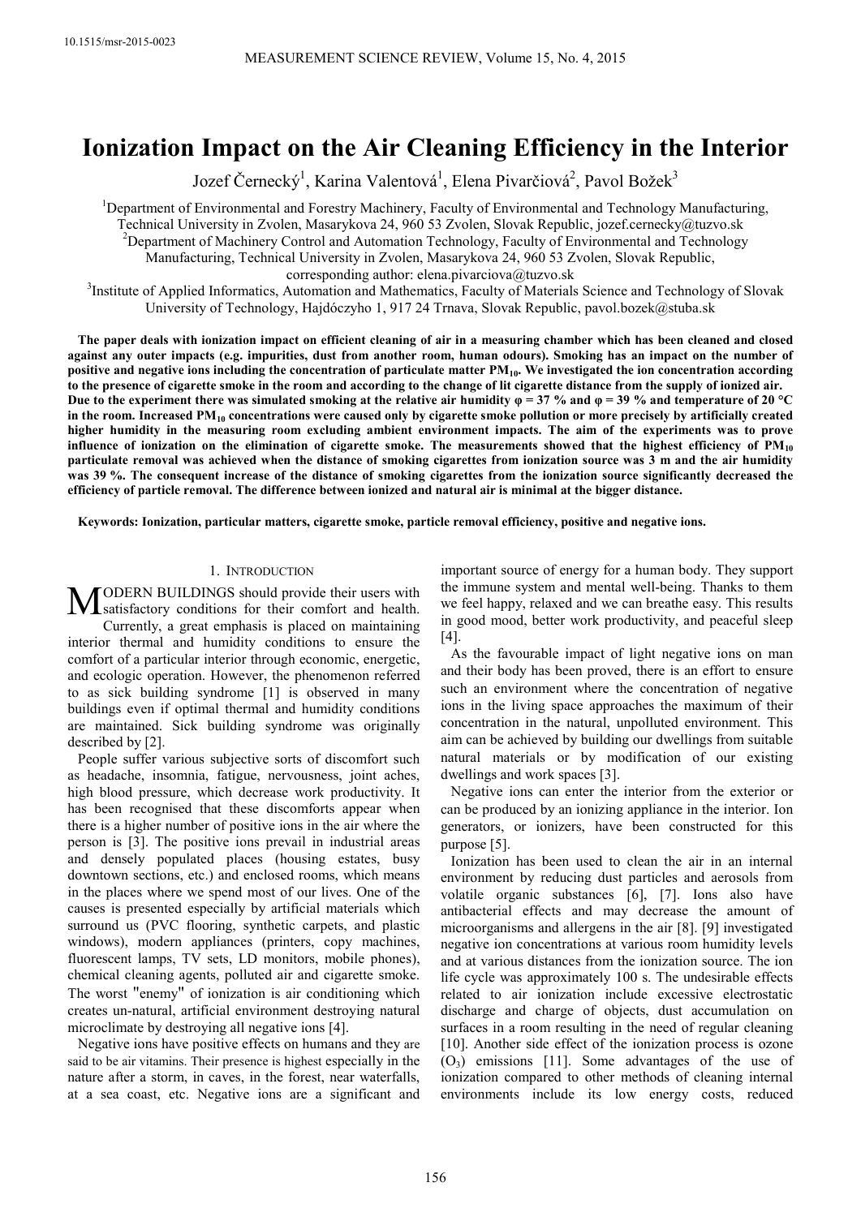10.1515/msr-2015-0023

# Ionization Impact on the Air Cleaning Efficiency in the Interior

Jozef Černecký[1], Karina Valentová[1], Elena Pivarčiová[2], Pavol Božek[3]

[1]Department of Environmental and Forestry Machinery, Faculty of Environmental and Technology Manufacturing, Technical University in Zvolen, Masarykova 24, 960 53 Zvolen, Slovak Republic, jozef.cernecky@tuzvo.sk

[2]Department of Machinery Control and Automation Technology, Faculty of Environmental and Technology Manufacturing, Technical University in Zvolen, Masarykova 24, 960 53 Zvolen, Slovak Republic, corresponding author: elena.pivarciova@tuzvo.sk

[3]Institute of Applied Informatics, Automation and Mathematics, Faculty of Materials Science and Technology of Slovak University of Technology, Hajdóczyho 1, 917 24 Trnava, Slovak Republic, pavol.bozek@stuba.sk

**The paper deals with ionization impact on efficient cleaning of air in a measuring chamber which has been cleaned and closed against any outer impacts (e.g. impurities, dust from another room, human odours). Smoking has an impact on the number of positive and negative ions including the concentration of particulate matter $PM_{10}$. We investigated the ion concentration according to the presence of cigarette smoke in the room and according to the change of lit cigarette distance from the supply of ionized air. Due to the experiment there was simulated smoking at the relative air humidity φ = 37 % and φ = 39 % and temperature of 20 °C in the room. Increased $PM_{10}$ concentrations were caused only by cigarette smoke pollution or more precisely by artificially created higher humidity in the measuring room excluding ambient environment impacts. The aim of the experiments was to prove influence of ionization on the elimination of cigarette smoke. The measurements showed that the highest efficiency of $PM_{10}$ particulate removal was achieved when the distance of smoking cigarettes from ionization source was 3 m and the air humidity was 39 %. The consequent increase of the distance of smoking cigarettes from the ionization source significantly decreased the efficiency of particle removal. The difference between ionized and natural air is minimal at the bigger distance.**

**Keywords: Ionization, particular matters, cigarette smoke, particle removal efficiency, positive and negative ions.**

## 1. Introduction

Modern buildings should provide their users with satisfactory conditions for their comfort and health. Currently, a great emphasis is placed on maintaining interior thermal and humidity conditions to ensure the comfort of a particular interior through economic, energetic, and ecologic operation. However, the phenomenon referred to as sick building syndrome [1] is observed in many buildings even if optimal thermal and humidity conditions are maintained. Sick building syndrome was originally described by [2].

People suffer various subjective sorts of discomfort such as headache, insomnia, fatigue, nervousness, joint aches, high blood pressure, which decrease work productivity. It has been recognised that these discomforts appear when there is a higher number of positive ions in the air where the person is [3]. The positive ions prevail in industrial areas and densely populated places (housing estates, busy downtown sections, etc.) and enclosed rooms, which means in the places where we spend most of our lives. One of the causes is presented especially by artificial materials which surround us (PVC flooring, synthetic carpets, and plastic windows), modern appliances (printers, copy machines, fluorescent lamps, TV sets, LD monitors, mobile phones), chemical cleaning agents, polluted air and cigarette smoke. The worst "enemy" of ionization is air conditioning which creates un-natural, artificial environment destroying natural microclimate by destroying all negative ions [4].

Negative ions have positive effects on humans and they are said to be air vitamins. Their presence is highest especially in the nature after a storm, in caves, in the forest, near waterfalls, at a sea coast, etc. Negative ions are a significant and important source of energy for a human body. They support the immune system and mental well-being. Thanks to them we feel happy, relaxed and we can breathe easy. This results in good mood, better work productivity, and peaceful sleep [4].

As the favourable impact of light negative ions on man and their body has been proved, there is an effort to ensure such an environment where the concentration of negative ions in the living space approaches the maximum of their concentration in the natural, unpolluted environment. This aim can be achieved by building our dwellings from suitable natural materials or by modification of our existing dwellings and work spaces [3].

Negative ions can enter the interior from the exterior or can be produced by an ionizing appliance in the interior. Ion generators, or ionizers, have been constructed for this purpose [5].

Ionization has been used to clean the air in an internal environment by reducing dust particles and aerosols from volatile organic substances [6], [7]. Ions also have antibacterial effects and may decrease the amount of microorganisms and allergens in the air [8]. [9] investigated negative ion concentrations at various room humidity levels and at various distances from the ionization source. The ion life cycle was approximately 100 s. The undesirable effects related to air ionization include excessive electrostatic discharge and charge of objects, dust accumulation on surfaces in a room resulting in the need of regular cleaning [10]. Another side effect of the ionization process is ozone ($O_3$) emissions [11]. Some advantages of the use of ionization compared to other methods of cleaning internal environments include its low energy costs, reduced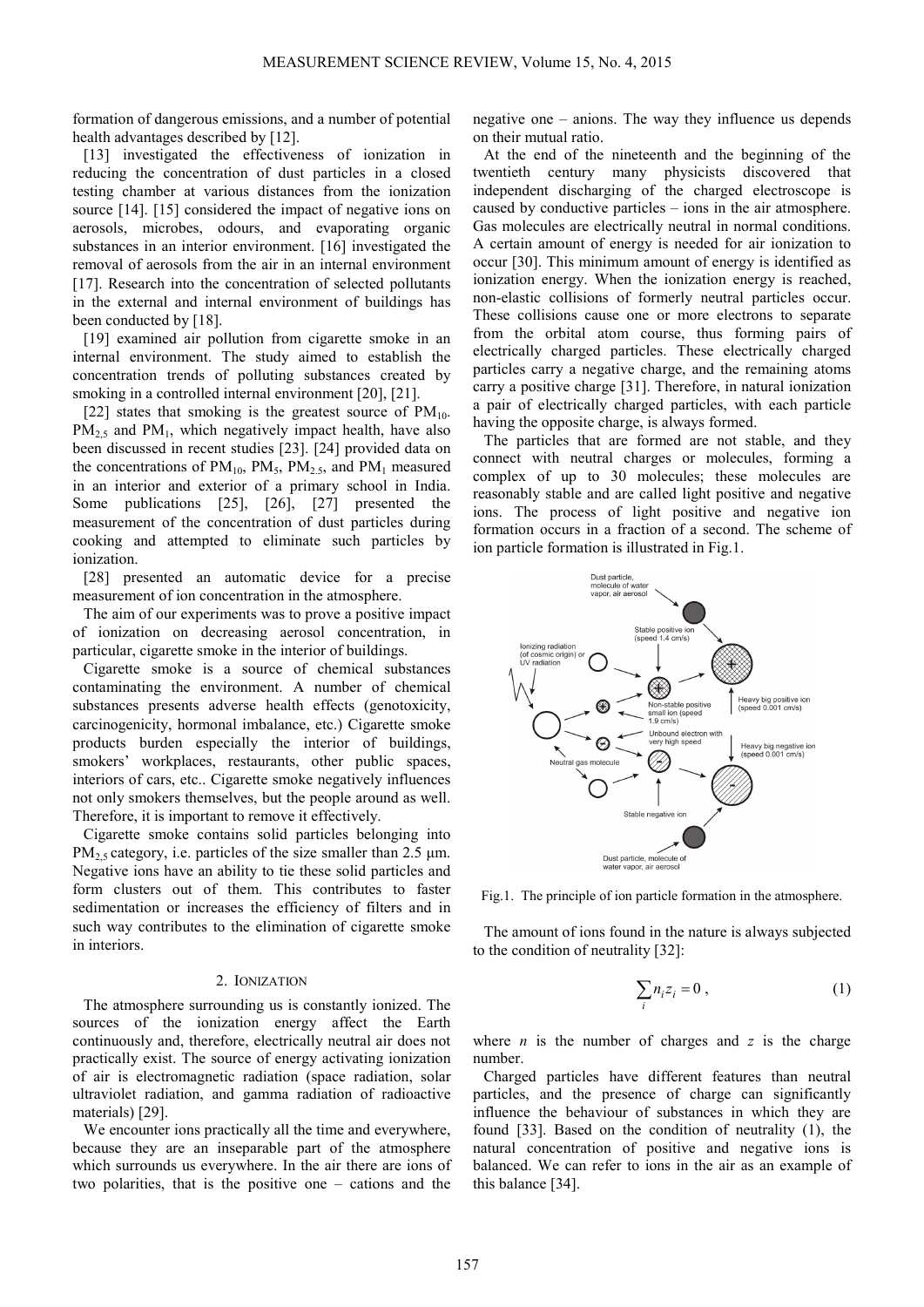formation of dangerous emissions, and a number of potential health advantages described by [12].

[13] investigated the effectiveness of ionization in reducing the concentration of dust particles in a closed testing chamber at various distances from the ionization source [14]. [15] considered the impact of negative ions on aerosols, microbes, odours, and evaporating organic substances in an interior environment. [16] investigated the removal of aerosols from the air in an internal environment [17]. Research into the concentration of selected pollutants in the external and internal environment of buildings has been conducted by [18].

[19] examined air pollution from cigarette smoke in an internal environment. The study aimed to establish the concentration trends of polluting substances created by smoking in a controlled internal environment [20], [21].

[22] states that smoking is the greatest source of $PM_{10}$. $PM_{2,5}$ and $PM_1$, which negatively impact health, have also been discussed in recent studies [23]. [24] provided data on the concentrations of $PM_{10}$, $PM_5$, $PM_{2.5}$, and $PM_1$ measured in an interior and exterior of a primary school in India. Some publications [25], [26], [27] presented the measurement of the concentration of dust particles during cooking and attempted to eliminate such particles by ionization.

[28] presented an automatic device for a precise measurement of ion concentration in the atmosphere.

The aim of our experiments was to prove a positive impact of ionization on decreasing aerosol concentration, in particular, cigarette smoke in the interior of buildings.

Cigarette smoke is a source of chemical substances contaminating the environment. A number of chemical substances presents adverse health effects (genotoxicity, carcinogenicity, hormonal imbalance, etc.) Cigarette smoke products burden especially the interior of buildings, smokers' workplaces, restaurants, other public spaces, interiors of cars, etc.. Cigarette smoke negatively influences not only smokers themselves, but the people around as well. Therefore, it is important to remove it effectively.

Cigarette smoke contains solid particles belonging into $PM_{2,5}$ category, i.e. particles of the size smaller than 2.5 μm. Negative ions have an ability to tie these solid particles and form clusters out of them. This contributes to faster sedimentation or increases the efficiency of filters and in such way contributes to the elimination of cigarette smoke in interiors.

## 2. Ionization

The atmosphere surrounding us is constantly ionized. The sources of the ionization energy affect the Earth continuously and, therefore, electrically neutral air does not practically exist. The source of energy activating ionization of air is electromagnetic radiation (space radiation, solar ultraviolet radiation, and gamma radiation of radioactive materials) [29].

We encounter ions practically all the time and everywhere, because they are an inseparable part of the atmosphere which surrounds us everywhere. In the air there are ions of two polarities, that is the positive one – cations and the negative one – anions. The way they influence us depends on their mutual ratio.

At the end of the nineteenth and the beginning of the twentieth century many physicists discovered that independent discharging of the charged electroscope is caused by conductive particles – ions in the air atmosphere. Gas molecules are electrically neutral in normal conditions. A certain amount of energy is needed for air ionization to occur [30]. This minimum amount of energy is identified as ionization energy. When the ionization energy is reached, non-elastic collisions of formerly neutral particles occur. These collisions cause one or more electrons to separate from the orbital atom course, thus forming pairs of electrically charged particles. These electrically charged particles carry a negative charge, and the remaining atoms carry a positive charge [31]. Therefore, in natural ionization a pair of electrically charged particles, with each particle having the opposite charge, is always formed.

The particles that are formed are not stable, and they connect with neutral charges or molecules, forming a complex of up to 30 molecules; these molecules are reasonably stable and are called light positive and negative ions. The process of light positive and negative ion formation occurs in a fraction of a second. The scheme of ion particle formation is illustrated in Fig.1.

Fig.1. The principle of ion particle formation in the atmosphere.

The amount of ions found in the nature is always subjected to the condition of neutrality [32]:

$$\sum_i n_i z_i = 0 , \qquad (1)$$

where $n$ is the number of charges and $z$ is the charge number.

Charged particles have different features than neutral particles, and the presence of charge can significantly influence the behaviour of substances in which they are found [33]. Based on the condition of neutrality (1), the natural concentration of positive and negative ions is balanced. We can refer to ions in the air as an example of this balance [34].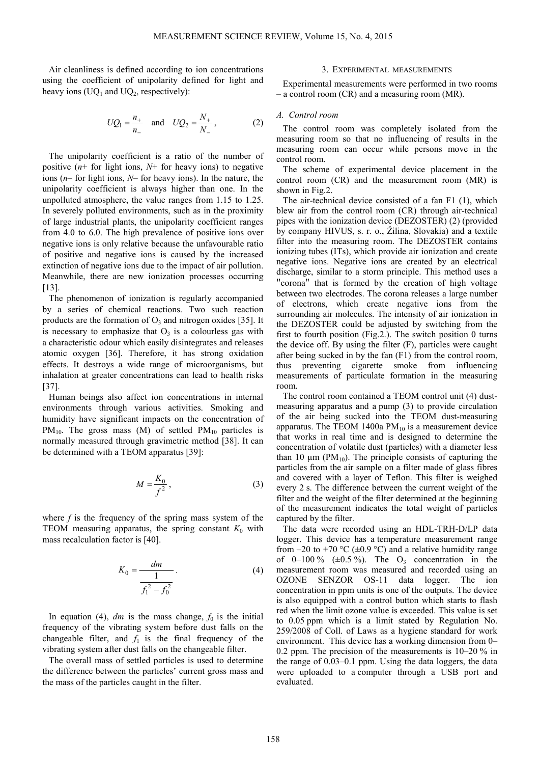Air cleanliness is defined according to ion concentrations using the coefficient of unipolarity defined for light and heavy ions ($UQ_1$ and $UQ_2$, respectively):

$$UQ_1 = \frac{n_+}{n_-} \quad \text{and} \quad UQ_2 = \frac{N_+}{N_-}, \tag{2}$$

The unipolarity coefficient is a ratio of the number of positive ($n$+ for light ions, $N$+ for heavy ions) to negative ions ($n$– for light ions, $N$– for heavy ions). In the nature, the unipolarity coefficient is always higher than one. In the unpolluted atmosphere, the value ranges from 1.15 to 1.25. In severely polluted environments, such as in the proximity of large industrial plants, the unipolarity coefficient ranges from 4.0 to 6.0. The high prevalence of positive ions over negative ions is only relative because the unfavourable ratio of positive and negative ions is caused by the increased extinction of negative ions due to the impact of air pollution. Meanwhile, there are new ionization processes occurring [13].

The phenomenon of ionization is regularly accompanied by a series of chemical reactions. Two such reaction products are the formation of $O_3$ and nitrogen oxides [35]. It is necessary to emphasize that $O_3$ is a colourless gas with a characteristic odour which easily disintegrates and releases atomic oxygen [36]. Therefore, it has strong oxidation effects. It destroys a wide range of microorganisms, but inhalation at greater concentrations can lead to health risks [37].

Human beings also affect ion concentrations in internal environments through various activities. Smoking and humidity have significant impacts on the concentration of $PM_{10}$. The gross mass (M) of settled $PM_{10}$ particles is normally measured through gravimetric method [38]. It can be determined with a TEOM apparatus [39]:

$$M = \frac{K_0}{f^2}, \tag{3}$$

where $f$ is the frequency of the spring mass system of the TEOM measuring apparatus, the spring constant $K_0$ with mass recalculation factor is [40].

$$K_0 = \frac{dm}{\dfrac{1}{f_1^2 - f_0^2}}. \tag{4}$$

In equation (4), $dm$ is the mass change, $f_0$ is the initial frequency of the vibrating system before dust falls on the changeable filter, and $f_1$ is the final frequency of the vibrating system after dust falls on the changeable filter.

The overall mass of settled particles is used to determine the difference between the particles' current gross mass and the mass of the particles caught in the filter.

## 3. Experimental measurements

Experimental measurements were performed in two rooms – a control room (CR) and a measuring room (MR).

### *A. Control room*

The control room was completely isolated from the measuring room so that no influencing of results in the measuring room can occur while persons move in the control room.

The scheme of experimental device placement in the control room (CR) and the measurement room (MR) is shown in Fig.2.

The air-technical device consisted of a fan F1 (1), which blew air from the control room (CR) through air-technical pipes with the ionization device (DEZOSTER) (2) (provided by company HIVUS, s. r. o., Žilina, Slovakia) and a textile filter into the measuring room. The DEZOSTER contains ionizing tubes (ITs), which provide air ionization and create negative ions. Negative ions are created by an electrical discharge, similar to a storm principle. This method uses a "corona" that is formed by the creation of high voltage between two electrodes. The corona releases a large number of electrons, which create negative ions from the surrounding air molecules. The intensity of air ionization in the DEZOSTER could be adjusted by switching from the first to fourth position (Fig.2.). The switch position 0 turns the device off. By using the filter (F), particles were caught after being sucked in by the fan (F1) from the control room, thus preventing cigarette smoke from influencing measurements of particulate formation in the measuring room.

The control room contained a TEOM control unit (4) dust-measuring apparatus and a pump (3) to provide circulation of the air being sucked into the TEOM dust-measuring apparatus. The TEOM 1400a $PM_{10}$ is a measurement device that works in real time and is designed to determine the concentration of volatile dust (particles) with a diameter less than 10 µm ($PM_{10}$). The principle consists of capturing the particles from the air sample on a filter made of glass fibres and covered with a layer of Teflon. This filter is weighed every 2 s. The difference between the current weight of the filter and the weight of the filter determined at the beginning of the measurement indicates the total weight of particles captured by the filter.

The data were recorded using an HDL-TRH-D/LP data logger. This device has a temperature measurement range from –20 to +70 °C (±0.9 °C) and a relative humidity range of 0–100 % (±0.5 %). The $O_3$ concentration in the measurement room was measured and recorded using an OZONE SENZOR OS-11 data logger. The ion concentration in ppm units is one of the outputs. The device is also equipped with a control button which starts to flash red when the limit ozone value is exceeded. This value is set to 0.05 ppm which is a limit stated by Regulation No. 259/2008 of Coll. of Laws as a hygiene standard for work environment. This device has a working dimension from 0–0.2 ppm. The precision of the measurements is 10–20 % in the range of 0.03–0.1 ppm. Using the data loggers, the data were uploaded to a computer through a USB port and evaluated.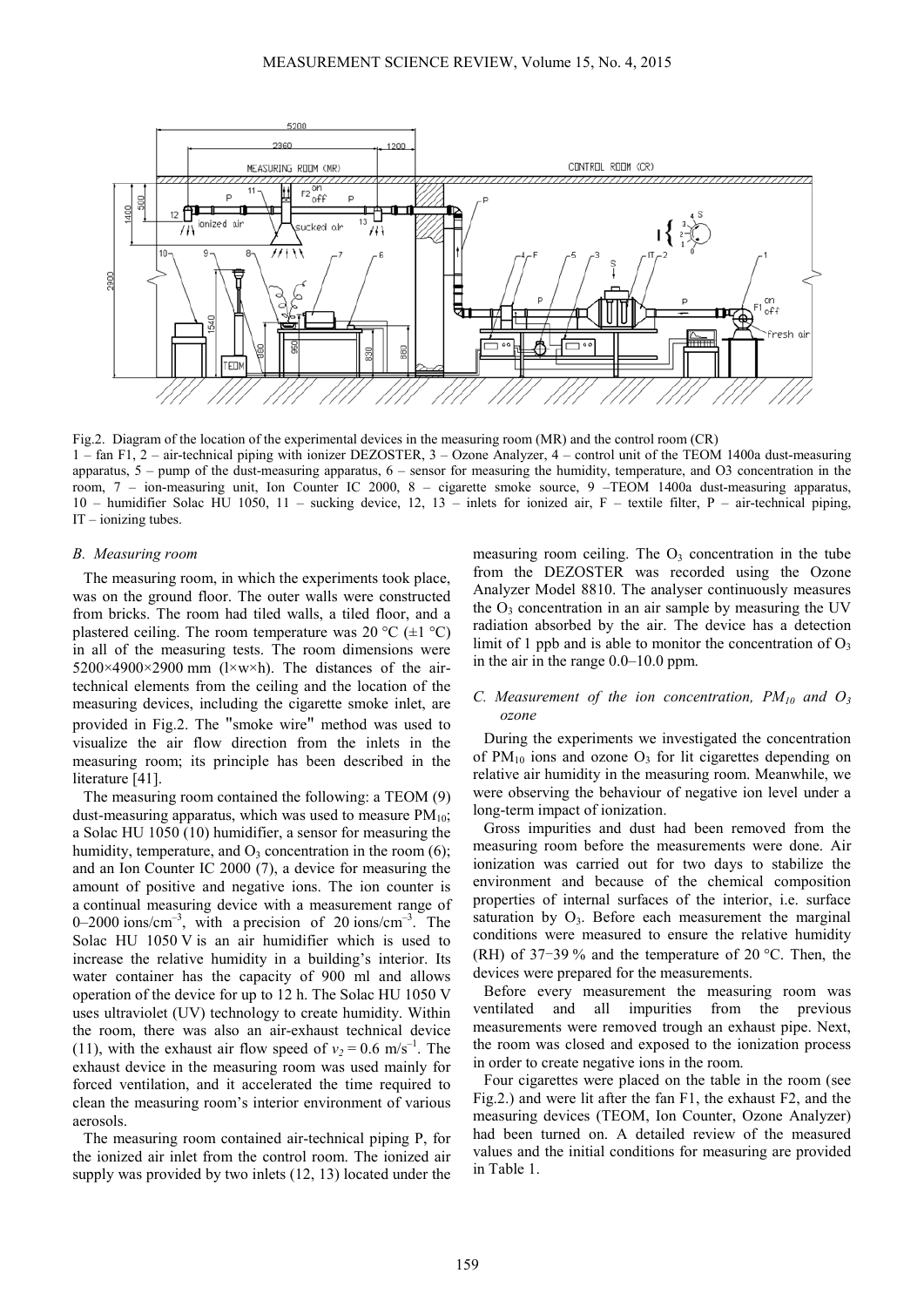Fig.2. Diagram of the location of the experimental devices in the measuring room (MR) and the control room (CR)
1 – fan F1, 2 – air-technical piping with ionizer DEZOSTER, 3 – Ozone Analyzer, 4 – control unit of the TEOM 1400a dust-measuring apparatus, 5 – pump of the dust-measuring apparatus, 6 – sensor for measuring the humidity, temperature, and O3 concentration in the room, 7 – ion-measuring unit, Ion Counter IC 2000, 8 – cigarette smoke source, 9 –TEOM 1400a dust-measuring apparatus, 10 – humidifier Solac HU 1050, 11 – sucking device, 12, 13 – inlets for ionized air, F – textile filter, P – air-technical piping, IT – ionizing tubes.

### B. Measuring room

The measuring room, in which the experiments took place, was on the ground floor. The outer walls were constructed from bricks. The room had tiled walls, a tiled floor, and a plastered ceiling. The room temperature was 20 °C (±1 °C) in all of the measuring tests. The room dimensions were 5200×4900×2900 mm (l×w×h). The distances of the air-technical elements from the ceiling and the location of the measuring devices, including the cigarette smoke inlet, are provided in Fig.2. The "smoke wire" method was used to visualize the air flow direction from the inlets in the measuring room; its principle has been described in the literature [41].

The measuring room contained the following: a TEOM (9) dust-measuring apparatus, which was used to measure $PM_{10}$; a Solac HU 1050 (10) humidifier, a sensor for measuring the humidity, temperature, and $O_3$ concentration in the room (6); and an Ion Counter IC 2000 (7), a device for measuring the amount of positive and negative ions. The ion counter is a continual measuring device with a measurement range of 0–2000 ions/cm$^{-3}$, with a precision of 20 ions/cm$^{-3}$. The Solac HU 1050 V is an air humidifier which is used to increase the relative humidity in a building's interior. Its water container has the capacity of 900 ml and allows operation of the device for up to 12 h. The Solac HU 1050 V uses ultraviolet (UV) technology to create humidity. Within the room, there was also an air-exhaust technical device (11), with the exhaust air flow speed of $v_2$ = 0.6 m/s$^{-1}$. The exhaust device in the measuring room was used mainly for forced ventilation, and it accelerated the time required to clean the measuring room's interior environment of various aerosols.

The measuring room contained air-technical piping P, for the ionized air inlet from the control room. The ionized air supply was provided by two inlets (12, 13) located under the measuring room ceiling. The $O_3$ concentration in the tube from the DEZOSTER was recorded using the Ozone Analyzer Model 8810. The analyser continuously measures the $O_3$ concentration in an air sample by measuring the UV radiation absorbed by the air. The device has a detection limit of 1 ppb and is able to monitor the concentration of $O_3$ in the air in the range 0.0–10.0 ppm.

### C. Measurement of the ion concentration, $PM_{10}$ and $O_3$ ozone

During the experiments we investigated the concentration of $PM_{10}$ ions and ozone $O_3$ for lit cigarettes depending on relative air humidity in the measuring room. Meanwhile, we were observing the behaviour of negative ion level under a long-term impact of ionization.

Gross impurities and dust had been removed from the measuring room before the measurements were done. Air ionization was carried out for two days to stabilize the environment and because of the chemical composition properties of internal surfaces of the interior, i.e. surface saturation by $O_3$. Before each measurement the marginal conditions were measured to ensure the relative humidity (RH) of 37−39 % and the temperature of 20 °C. Then, the devices were prepared for the measurements.

Before every measurement the measuring room was ventilated and all impurities from the previous measurements were removed trough an exhaust pipe. Next, the room was closed and exposed to the ionization process in order to create negative ions in the room.

Four cigarettes were placed on the table in the room (see Fig.2.) and were lit after the fan F1, the exhaust F2, and the measuring devices (TEOM, Ion Counter, Ozone Analyzer) had been turned on. A detailed review of the measured values and the initial conditions for measuring are provided in Table 1.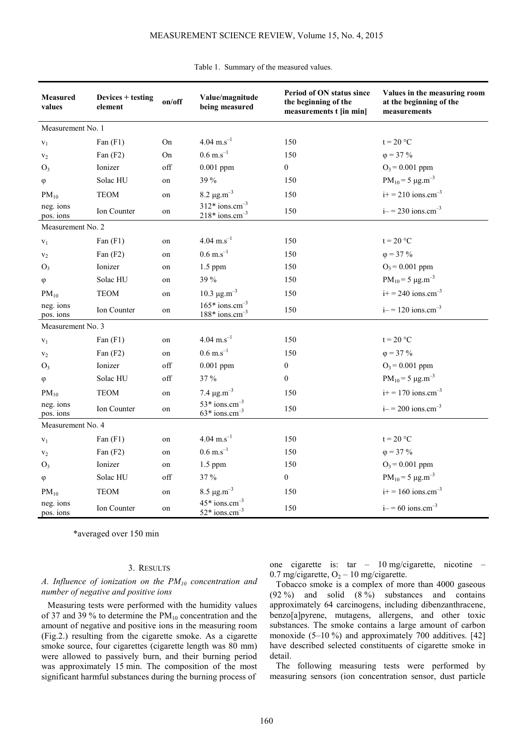Table 1. Summary of the measured values.

| Measured values | Devices + testing element | on/off | Value/magnitude being measured | Period of ON status since the beginning of the measurements t [in min] | Values in the measuring room at the beginning of the measurements |
|---|---|---|---|---|---|
| Measurement No. 1 | | | | | |
| $v_1$ | Fan (F1) | On | 4.04 $m.s^{-1}$ | 150 | t = 20 °C |
| $v_2$ | Fan (F2) | On | 0.6 $m.s^{-1}$ | 150 | φ = 37 % |
| $O_3$ | Ionizer | off | 0.001 ppm | 0 | $O_3$ = 0.001 ppm |
| φ | Solac HU | on | 39 % | 150 | $PM_{10}$ = 5 $\mu g.m^{-3}$ |
| $PM_{10}$ | TEOM | on | 8.2 $\mu g.m^{-3}$ | 150 | i+ = 210 $ions.cm^{-3}$ |
| neg. ions<br>pos. ions | Ion Counter | on | 312* $ions.cm^{-3}$<br>218* $ions.cm^{-3}$ | 150 | i– = 230 $ions.cm^{-3}$ |
| Measurement No. 2 | | | | | |
| $v_1$ | Fan (F1) | on | 4.04 $m.s^{-1}$ | 150 | t = 20 °C |
| $v_2$ | Fan (F2) | on | 0.6 $m.s^{-1}$ | 150 | φ = 37 % |
| $O_3$ | Ionizer | on | 1.5 ppm | 150 | $O_3$ = 0.001 ppm |
| φ | Solac HU | on | 39 % | 150 | $PM_{10}$ = 5 $\mu g.m^{-3}$ |
| $PM_{10}$ | TEOM | on | 10.3 $\mu g.m^{-3}$ | 150 | i+ = 240 $ions.cm^{-3}$ |
| neg. ions<br>pos. ions | Ion Counter | on | 165* $ions.cm^{-3}$<br>188* $ions.cm^{-3}$ | 150 | i– = 120 $ions.cm^{-3}$ |
| Measurement No. 3 | | | | | |
| $v_1$ | Fan (F1) | on | 4.04 $m.s^{-1}$ | 150 | t = 20 °C |
| $v_2$ | Fan (F2) | on | 0.6 $m.s^{-1}$ | 150 | φ = 37 % |
| $O_3$ | Ionizer | off | 0.001 ppm | 0 | $O_3$ = 0.001 ppm |
| φ | Solac HU | off | 37 % | 0 | $PM_{10}$ = 5 $\mu g.m^{-3}$ |
| $PM_{10}$ | TEOM | on | 7.4 $\mu g.m^{-3}$ | 150 | i+ = 170 $ions.cm^{-3}$ |
| neg. ions<br>pos. ions | Ion Counter | on | 53* $ions.cm^{-3}$<br>63* $ions.cm^{-3}$ | 150 | i– = 200 $ions.cm^{-3}$ |
| Measurement No. 4 | | | | | |
| $v_1$ | Fan (F1) | on | 4.04 $m.s^{-1}$ | 150 | t = 20 °C |
| $v_2$ | Fan (F2) | on | 0.6 $m.s^{-1}$ | 150 | φ = 37 % |
| $O_3$ | Ionizer | on | 1.5 ppm | 150 | $O_3$ = 0.001 ppm |
| φ | Solac HU | off | 37 % | 0 | $PM_{10}$ = 5 $\mu g.m^{-3}$ |
| $PM_{10}$ | TEOM | on | 8.5 $\mu g.m^{-3}$ | 150 | i+ = 160 $ions.cm^{-3}$ |
| neg. ions<br>pos. ions | Ion Counter | on | 45* $ions.cm^{-3}$<br>52* $ions.cm^{-3}$ | 150 | i– = 60 $ions.cm^{-3}$ |

*averaged over 150 min

## 3. RESULTS

### *A. Influence of ionization on the $PM_{10}$ concentration and number of negative and positive ions*

Measuring tests were performed with the humidity values of 37 and 39 % to determine the $PM_{10}$ concentration and the amount of negative and positive ions in the measuring room (Fig.2.) resulting from the cigarette smoke. As a cigarette smoke source, four cigarettes (cigarette length was 80 mm) were allowed to passively burn, and their burning period was approximately 15 min. The composition of the most significant harmful substances during the burning process of one cigarette is: tar – 10 mg/cigarette, nicotine – 0.7 mg/cigarette, $O_2$ – 10 mg/cigarette.

Tobacco smoke is a complex of more than 4000 gaseous (92 %) and solid (8 %) substances and contains approximately 64 carcinogens, including dibenzanthracene, benzo[a]pyrene, mutagens, allergens, and other toxic substances. The smoke contains a large amount of carbon monoxide (5–10 %) and approximately 700 additives. [42] have described selected constituents of cigarette smoke in detail.

The following measuring tests were performed by measuring sensors (ion concentration sensor, dust particle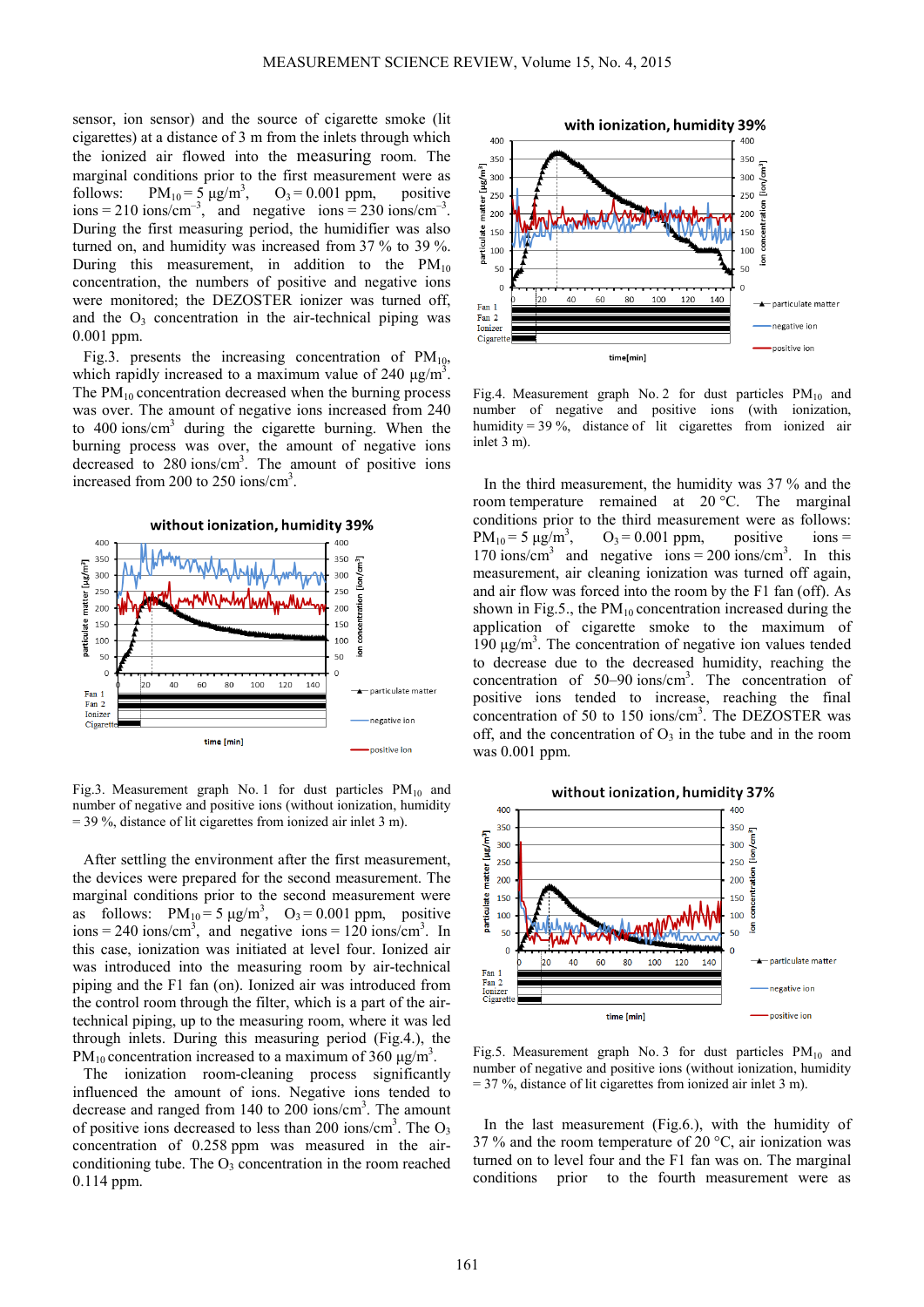sensor, ion sensor) and the source of cigarette smoke (lit cigarettes) at a distance of 3 m from the inlets through which the ionized air flowed into the measuring room. The marginal conditions prior to the first measurement were as follows: $PM_{10} = 5$ μg/m$^3$, $O_3 = 0.001$ ppm, positive ions = 210 ions/cm$^{-3}$, and negative ions = 230 ions/cm$^{-3}$. During the first measuring period, the humidifier was also turned on, and humidity was increased from 37 % to 39 %. During this measurement, in addition to the $PM_{10}$ concentration, the numbers of positive and negative ions were monitored; the DEZOSTER ionizer was turned off, and the $O_3$ concentration in the air-technical piping was 0.001 ppm.

Fig.3. presents the increasing concentration of $PM_{10}$, which rapidly increased to a maximum value of 240 μg/m$^3$. The $PM_{10}$ concentration decreased when the burning process was over. The amount of negative ions increased from 240 to 400 ions/cm$^3$ during the cigarette burning. When the burning process was over, the amount of negative ions decreased to 280 ions/cm$^3$. The amount of positive ions increased from 200 to 250 ions/cm$^3$.

Fig.3. Measurement graph No. 1 for dust particles $PM_{10}$ and number of negative and positive ions (without ionization, humidity = 39 %, distance of lit cigarettes from ionized air inlet 3 m).

After settling the environment after the first measurement, the devices were prepared for the second measurement. The marginal conditions prior to the second measurement were as follows: $PM_{10} = 5$ μg/m$^3$, $O_3 = 0.001$ ppm, positive ions = 240 ions/cm$^3$, and negative ions = 120 ions/cm$^3$. In this case, ionization was initiated at level four. Ionized air was introduced into the measuring room by air-technical piping and the F1 fan (on). Ionized air was introduced from the control room through the filter, which is a part of the air-technical piping, up to the measuring room, where it was led through inlets. During this measuring period (Fig.4.), the $PM_{10}$ concentration increased to a maximum of 360 μg/m$^3$.

The ionization room-cleaning process significantly influenced the amount of ions. Negative ions tended to decrease and ranged from 140 to 200 ions/cm$^3$. The amount of positive ions decreased to less than 200 ions/cm$^3$. The $O_3$ concentration of 0.258 ppm was measured in the air-conditioning tube. The $O_3$ concentration in the room reached 0.114 ppm.

Fig.4. Measurement graph No. 2 for dust particles $PM_{10}$ and number of negative and positive ions (with ionization, humidity = 39 %, distance of lit cigarettes from ionized air inlet 3 m).

In the third measurement, the humidity was 37 % and the room temperature remained at 20 °C. The marginal conditions prior to the third measurement were as follows: $PM_{10} = 5$ μg/m$^3$, $O_3 = 0.001$ ppm, positive ions = 170 ions/cm$^3$ and negative ions = 200 ions/cm$^3$. In this measurement, air cleaning ionization was turned off again, and air flow was forced into the room by the F1 fan (off). As shown in Fig.5., the $PM_{10}$ concentration increased during the application of cigarette smoke to the maximum of 190 μg/m$^3$. The concentration of negative ion values tended to decrease due to the decreased humidity, reaching the concentration of 50–90 ions/cm$^3$. The concentration of positive ions tended to increase, reaching the final concentration of 50 to 150 ions/cm$^3$. The DEZOSTER was off, and the concentration of $O_3$ in the tube and in the room was 0.001 ppm.

Fig.5. Measurement graph No. 3 for dust particles $PM_{10}$ and number of negative and positive ions (without ionization, humidity = 37 %, distance of lit cigarettes from ionized air inlet 3 m).

In the last measurement (Fig.6.), with the humidity of 37 % and the room temperature of 20 °C, air ionization was turned on to level four and the F1 fan was on. The marginal conditions prior to the fourth measurement were as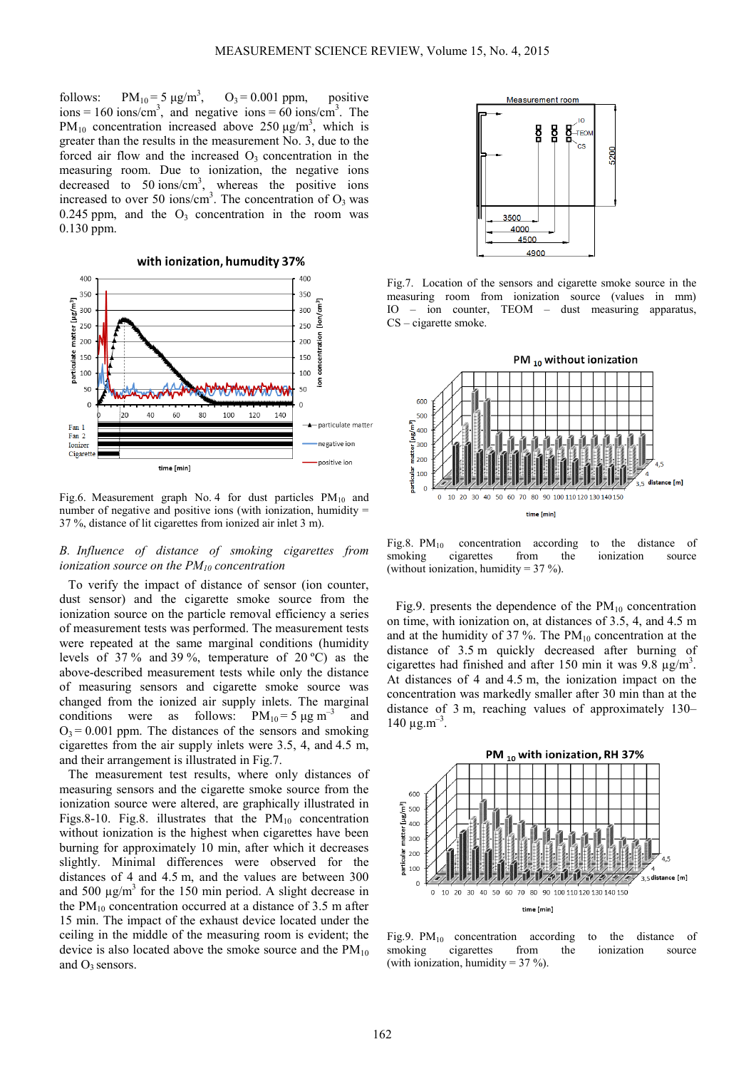follows: $PM_{10}$ = 5 μg/m$^3$, $O_3$ = 0.001 ppm, positive ions = 160 ions/cm$^3$, and negative ions = 60 ions/cm$^3$. The $PM_{10}$ concentration increased above 250 μg/m$^3$, which is greater than the results in the measurement No. 3, due to the forced air flow and the increased $O_3$ concentration in the measuring room. Due to ionization, the negative ions decreased to 50 ions/cm$^3$, whereas the positive ions increased to over 50 ions/cm$^3$. The concentration of $O_3$ was 0.245 ppm, and the $O_3$ concentration in the room was 0.130 ppm.

Fig.6. Measurement graph No. 4 for dust particles $PM_{10}$ and number of negative and positive ions (with ionization, humidity = 37 %, distance of lit cigarettes from ionized air inlet 3 m).

*B. Influence of distance of smoking cigarettes from ionization source on the $PM_{10}$ concentration*

To verify the impact of distance of sensor (ion counter, dust sensor) and the cigarette smoke source from the ionization source on the particle removal efficiency a series of measurement tests was performed. The measurement tests were repeated at the same marginal conditions (humidity levels of 37 % and 39 %, temperature of 20 ºC) as the above-described measurement tests while only the distance of measuring sensors and cigarette smoke source was changed from the ionized air supply inlets. The marginal conditions were as follows: $PM_{10}$ = 5 μg m$^{-3}$ and $O_3$ = 0.001 ppm. The distances of the sensors and smoking cigarettes from the air supply inlets were 3.5, 4, and 4.5 m, and their arrangement is illustrated in Fig.7.

The measurement test results, where only distances of measuring sensors and the cigarette smoke source from the ionization source were altered, are graphically illustrated in Figs.8-10. Fig.8. illustrates that the $PM_{10}$ concentration without ionization is the highest when cigarettes have been burning for approximately 10 min, after which it decreases slightly. Minimal differences were observed for the distances of 4 and 4.5 m, and the values are between 300 and 500 μg/m$^3$ for the 150 min period. A slight decrease in the $PM_{10}$ concentration occurred at a distance of 3.5 m after 15 min. The impact of the exhaust device located under the ceiling in the middle of the measuring room is evident; the device is also located above the smoke source and the $PM_{10}$ and $O_3$ sensors.

Fig.7. Location of the sensors and cigarette smoke source in the measuring room from ionization source (values in mm) IO – ion counter, TEOM – dust measuring apparatus, CS – cigarette smoke.

Fig.8. $PM_{10}$ concentration according to the distance of smoking cigarettes from the ionization source (without ionization, humidity = 37 %).

Fig.9. presents the dependence of the $PM_{10}$ concentration on time, with ionization on, at distances of 3.5, 4, and 4.5 m and at the humidity of 37 %. The $PM_{10}$ concentration at the distance of 3.5 m quickly decreased after burning of cigarettes had finished and after 150 min it was 9.8 μg/m$^3$. At distances of 4 and 4.5 m, the ionization impact on the concentration was markedly smaller after 30 min than at the distance of 3 m, reaching values of approximately 130–140 μg.m$^{-3}$.

Fig.9. $PM_{10}$ concentration according to the distance of smoking cigarettes from the ionization source (with ionization, humidity = 37 %).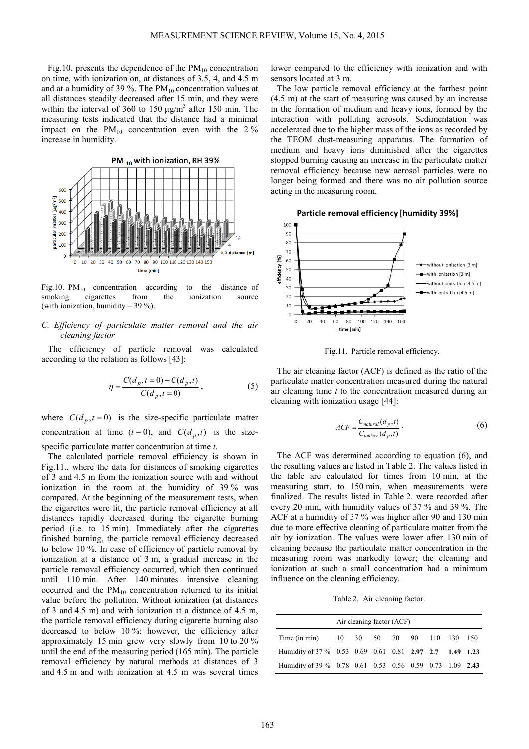Fig.10. presents the dependence of the $PM_{10}$ concentration on time, with ionization on, at distances of 3.5, 4, and 4.5 m and at a humidity of 39 %. The $PM_{10}$ concentration values at all distances steadily decreased after 15 min, and they were within the interval of 360 to 150 μg/m$^3$ after 150 min. The measuring tests indicated that the distance had a minimal impact on the $PM_{10}$ concentration even with the 2 % increase in humidity.

Fig.10. $PM_{10}$ concentration according to the distance of smoking cigarettes from the ionization source (with ionization, humidity = 39 %).

### *C. Efficiency of particulate matter removal and the air cleaning factor*

The efficiency of particle removal was calculated according to the relation as follows [43]:

$$\eta = \frac{C(d_p, t=0) - C(d_p, t)}{C(d_p, t=0)}, \tag{5}$$

where $C(d_p, t=0)$ is the size-specific particulate matter concentration at time $(t = 0)$, and $C(d_p, t)$ is the size-specific particulate matter concentration at time $t$.

The calculated particle removal efficiency is shown in Fig.11., where the data for distances of smoking cigarettes of 3 and 4.5 m from the ionization source with and without ionization in the room at the humidity of 39 % was compared. At the beginning of the measurement tests, when the cigarettes were lit, the particle removal efficiency at all distances rapidly decreased during the cigarette burning period (i.e. to 15 min). Immediately after the cigarettes finished burning, the particle removal efficiency decreased to below 10 %. In case of efficiency of particle removal by ionization at a distance of 3 m, a gradual increase in the particle removal efficiency occurred, which then continued until 110 min. After 140 minutes intensive cleaning occurred and the $PM_{10}$ concentration returned to its initial value before the pollution. Without ionization (at distances of 3 and 4.5 m) and with ionization at a distance of 4.5 m, the particle removal efficiency during cigarette burning also decreased to below 10 %; however, the efficiency after approximately 15 min grew very slowly from 10 to 20 % until the end of the measuring period (165 min). The particle removal efficiency by natural methods at distances of 3 and 4.5 m and with ionization at 4.5 m was several times lower compared to the efficiency with ionization and with sensors located at 3 m.

The low particle removal efficiency at the farthest point (4.5 m) at the start of measuring was caused by an increase in the formation of medium and heavy ions, formed by the interaction with polluting aerosols. Sedimentation was accelerated due to the higher mass of the ions as recorded by the TEOM dust-measuring apparatus. The formation of medium and heavy ions diminished after the cigarettes stopped burning causing an increase in the particulate matter removal efficiency because new aerosol particles were no longer being formed and there was no air pollution source acting in the measuring room.

Fig.11. Particle removal efficiency.

The air cleaning factor (ACF) is defined as the ratio of the particulate matter concentration measured during the natural air cleaning time $t$ to the concentration measured during air cleaning with ionization usage [44]:

$$ACF = \frac{C_{natural}(d_p, t)}{C_{ionizer}(d_p, t)}. \tag{6}$$

The ACF was determined according to equation (6), and the resulting values are listed in Table 2. The values listed in the table are calculated for times from 10 min, at the measuring start, to 150 min, when measurements were finalized. The results listed in Table 2. were recorded after every 20 min, with humidity values of 37 % and 39 %. The ACF at a humidity of 37 % was higher after 90 and 130 min due to more effective cleaning of particulate matter from the air by ionization. The values were lower after 130 min of cleaning because the particulate matter concentration in the measuring room was markedly lower; the cleaning and ionization at such a small concentration had a minimum influence on the cleaning efficiency.

Table 2. Air cleaning factor.

| Air cleaning factor (ACF) | | | | | | | | |
|---|---|---|---|---|---|---|---|---|
| Time (in min) | 10 | 30 | 50 | 70 | 90 | 110 | 130 | 150 |
| Humidity of 37 % | 0.53 | 0.69 | 0.61 | 0.81 | **2.97** | **2.7** | **1.49** | **1.23** |
| Humidity of 39 % | 0.78 | 0.61 | 0.53 | 0.56 | 0.59 | 0.73 | 1.09 | **2.43** |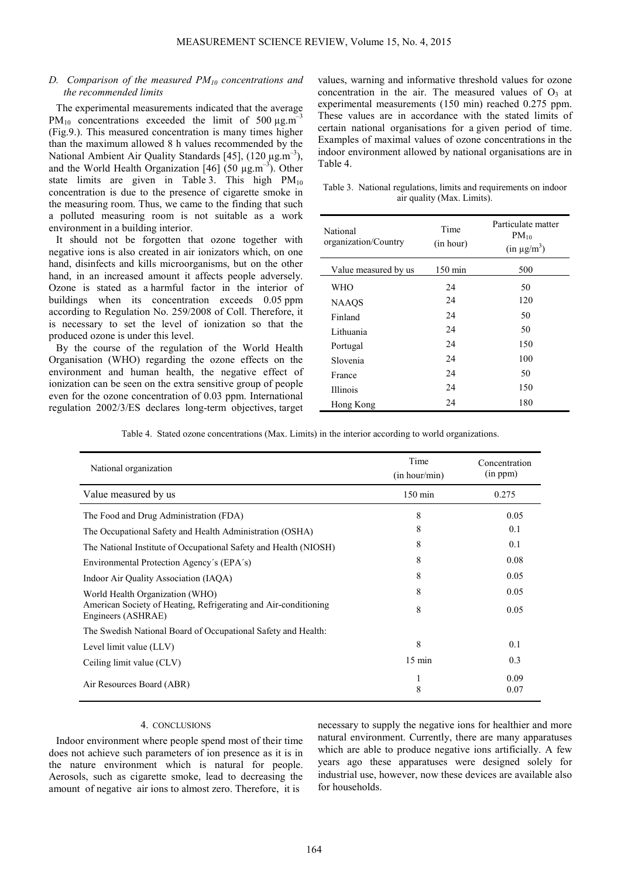### D. Comparison of the measured $PM_{10}$ concentrations and the recommended limits

The experimental measurements indicated that the average $PM_{10}$ concentrations exceeded the limit of 500 $\mu g.m^{-3}$ (Fig.9.). This measured concentration is many times higher than the maximum allowed 8 h values recommended by the National Ambient Air Quality Standards [45], (120 $\mu g.m^{-3}$), and the World Health Organization [46] (50 $\mu g.m^{-3}$). Other state limits are given in Table 3. This high $PM_{10}$ concentration is due to the presence of cigarette smoke in the measuring room. Thus, we came to the finding that such a polluted measuring room is not suitable as a work environment in a building interior.

It should not be forgotten that ozone together with negative ions is also created in air ionizators which, on one hand, disinfects and kills microorganisms, but on the other hand, in an increased amount it affects people adversely. Ozone is stated as a harmful factor in the interior of buildings when its concentration exceeds 0.05 ppm according to Regulation No. 259/2008 of Coll. Therefore, it is necessary to set the level of ionization so that the produced ozone is under this level.

By the course of the regulation of the World Health Organisation (WHO) regarding the ozone effects on the environment and human health, the negative effect of ionization can be seen on the extra sensitive group of people even for the ozone concentration of 0.03 ppm. International regulation 2002/3/ES declares long-term objectives, target values, warning and informative threshold values for ozone concentration in the air. The measured values of $O_3$ at experimental measurements (150 min) reached 0.275 ppm. These values are in accordance with the stated limits of certain national organisations for a given period of time. Examples of maximal values of ozone concentrations in the indoor environment allowed by national organisations are in Table 4.

Table 3. National regulations, limits and requirements on indoor air quality (Max. Limits).

| National organization/Country | Time (in hour) | Particulate matter $PM_{10}$ (in $\mu g/m^3$) |
|---|---|---|
| Value measured by us | 150 min | 500 |
| WHO | 24 | 50 |
| NAAQS | 24 | 120 |
| Finland | 24 | 50 |
| Lithuania | 24 | 50 |
| Portugal | 24 | 150 |
| Slovenia | 24 | 100 |
| France | 24 | 50 |
| Illinois | 24 | 150 |
| Hong Kong | 24 | 180 |

Table 4. Stated ozone concentrations (Max. Limits) in the interior according to world organizations.

| National organization | Time (in hour/min) | Concentration (in ppm) |
|---|---|---|
| Value measured by us | 150 min | 0.275 |
| The Food and Drug Administration (FDA) | 8 | 0.05 |
| The Occupational Safety and Health Administration (OSHA) | 8 | 0.1 |
| The National Institute of Occupational Safety and Health (NIOSH) | 8 | 0.1 |
| Environmental Protection Agency´s (EPA´s) | 8 | 0.08 |
| Indoor Air Quality Association (IAQA) | 8 | 0.05 |
| World Health Organization (WHO) | 8 | 0.05 |
| American Society of Heating, Refrigerating and Air-conditioning Engineers (ASHRAE) | 8 | 0.05 |
| The Swedish National Board of Occupational Safety and Health: | | |
| Level limit value (LLV) | 8 | 0.1 |
| Ceiling limit value (CLV) | 15 min | 0.3 |
| Air Resources Board (ABR) | 1<br>8 | 0.09<br>0.07 |

## 4. CONCLUSIONS

Indoor environment where people spend most of their time does not achieve such parameters of ion presence as it is in the nature environment which is natural for people. Aerosols, such as cigarette smoke, lead to decreasing the amount of negative air ions to almost zero. Therefore, it is necessary to supply the negative ions for healthier and more natural environment. Currently, there are many apparatuses which are able to produce negative ions artificially. A few years ago these apparatuses were designed solely for industrial use, however, now these devices are available also for households.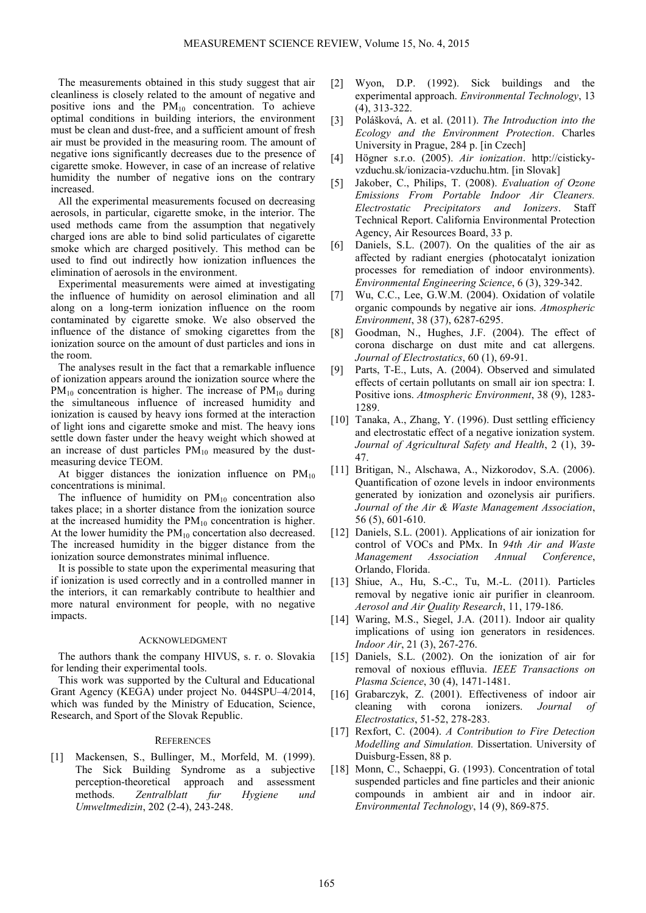The measurements obtained in this study suggest that air cleanliness is closely related to the amount of negative and positive ions and the $PM_{10}$ concentration. To achieve optimal conditions in building interiors, the environment must be clean and dust-free, and a sufficient amount of fresh air must be provided in the measuring room. The amount of negative ions significantly decreases due to the presence of cigarette smoke. However, in case of an increase of relative humidity the number of negative ions on the contrary increased.

All the experimental measurements focused on decreasing aerosols, in particular, cigarette smoke, in the interior. The used methods came from the assumption that negatively charged ions are able to bind solid particulates of cigarette smoke which are charged positively. This method can be used to find out indirectly how ionization influences the elimination of aerosols in the environment.

Experimental measurements were aimed at investigating the influence of humidity on aerosol elimination and all along on a long-term ionization influence on the room contaminated by cigarette smoke. We also observed the influence of the distance of smoking cigarettes from the ionization source on the amount of dust particles and ions in the room.

The analyses result in the fact that a remarkable influence of ionization appears around the ionization source where the $PM_{10}$ concentration is higher. The increase of $PM_{10}$ during the simultaneous influence of increased humidity and ionization is caused by heavy ions formed at the interaction of light ions and cigarette smoke and mist. The heavy ions settle down faster under the heavy weight which showed at an increase of dust particles $PM_{10}$ measured by the dust-measuring device TEOM.

At bigger distances the ionization influence on $PM_{10}$ concentrations is minimal.

The influence of humidity on $PM_{10}$ concentration also takes place; in a shorter distance from the ionization source at the increased humidity the $PM_{10}$ concentration is higher. At the lower humidity the $PM_{10}$ concertation also decreased. The increased humidity in the bigger distance from the ionization source demonstrates minimal influence.

It is possible to state upon the experimental measuring that if ionization is used correctly and in a controlled manner in the interiors, it can remarkably contribute to healthier and more natural environment for people, with no negative impacts.

## ACKNOWLEDGMENT

The authors thank the company HIVUS, s. r. o. Slovakia for lending their experimental tools.

This work was supported by the Cultural and Educational Grant Agency (KEGA) under project No. 044SPU–4/2014, which was funded by the Ministry of Education, Science, Research, and Sport of the Slovak Republic.

## REFERENCES

[1] Mackensen, S., Bullinger, M., Morfeld, M. (1999). The Sick Building Syndrome as a subjective perception-theoretical approach and assessment methods. *Zentralblatt fur Hygiene und Umweltmedizin*, 202 (2-4), 243-248.

[2] Wyon, D.P. (1992). Sick buildings and the experimental approach. *Environmental Technology*, 13 (4), 313-322.

[3] Polášková, A. et al. (2011). *The Introduction into the Ecology and the Environment Protection*. Charles University in Prague, 284 p. [in Czech]

[4] Högner s.r.o. (2005). *Air ionization*. http://cisticky-vzduchu.sk/ionizacia-vzduchu.htm. [in Slovak]

[5] Jakober, C., Philips, T. (2008). *Evaluation of Ozone Emissions From Portable Indoor Air Cleaners. Electrostatic Precipitators and Ionizers*. Staff Technical Report. California Environmental Protection Agency, Air Resources Board, 33 p.

[6] Daniels, S.L. (2007). On the qualities of the air as affected by radiant energies (photocatalyt ionization processes for remediation of indoor environments). *Environmental Engineering Science*, 6 (3), 329-342.

[7] Wu, C.C., Lee, G.W.M. (2004). Oxidation of volatile organic compounds by negative air ions. *Atmospheric Environment*, 38 (37), 6287-6295.

[8] Goodman, N., Hughes, J.F. (2004). The effect of corona discharge on dust mite and cat allergens. *Journal of Electrostatics*, 60 (1), 69-91.

[9] Parts, T-E., Luts, A. (2004). Observed and simulated effects of certain pollutants on small air ion spectra: I. Positive ions. *Atmospheric Environment*, 38 (9), 1283-1289.

[10] Tanaka, A., Zhang, Y. (1996). Dust settling efficiency and electrostatic effect of a negative ionization system. *Journal of Agricultural Safety and Health*, 2 (1), 39-47.

[11] Britigan, N., Alschawa, A., Nizkorodov, S.A. (2006). Quantification of ozone levels in indoor environments generated by ionization and ozonelysis air purifiers. *Journal of the Air & Waste Management Association*, 56 (5), 601-610.

[12] Daniels, S.L. (2001). Applications of air ionization for control of VOCs and PMx. In *94th Air and Waste Management Association Annual Conference*, Orlando, Florida.

[13] Shiue, A., Hu, S.-C., Tu, M.-L. (2011). Particles removal by negative ionic air purifier in cleanroom. *Aerosol and Air Quality Research*, 11, 179-186.

[14] Waring, M.S., Siegel, J.A. (2011). Indoor air quality implications of using ion generators in residences. *Indoor Air*, 21 (3), 267-276.

[15] Daniels, S.L. (2002). On the ionization of air for removal of noxious effluvia. *IEEE Transactions on Plasma Science*, 30 (4), 1471-1481.

[16] Grabarczyk, Z. (2001). Effectiveness of indoor air cleaning with corona ionizers. *Journal of Electrostatics*, 51-52, 278-283.

[17] Rexfort, C. (2004). *A Contribution to Fire Detection Modelling and Simulation.* Dissertation. University of Duisburg-Essen, 88 p.

[18] Monn, C., Schaeppi, G. (1993). Concentration of total suspended particles and fine particles and their anionic compounds in ambient air and in indoor air. *Environmental Technology*, 14 (9), 869-875.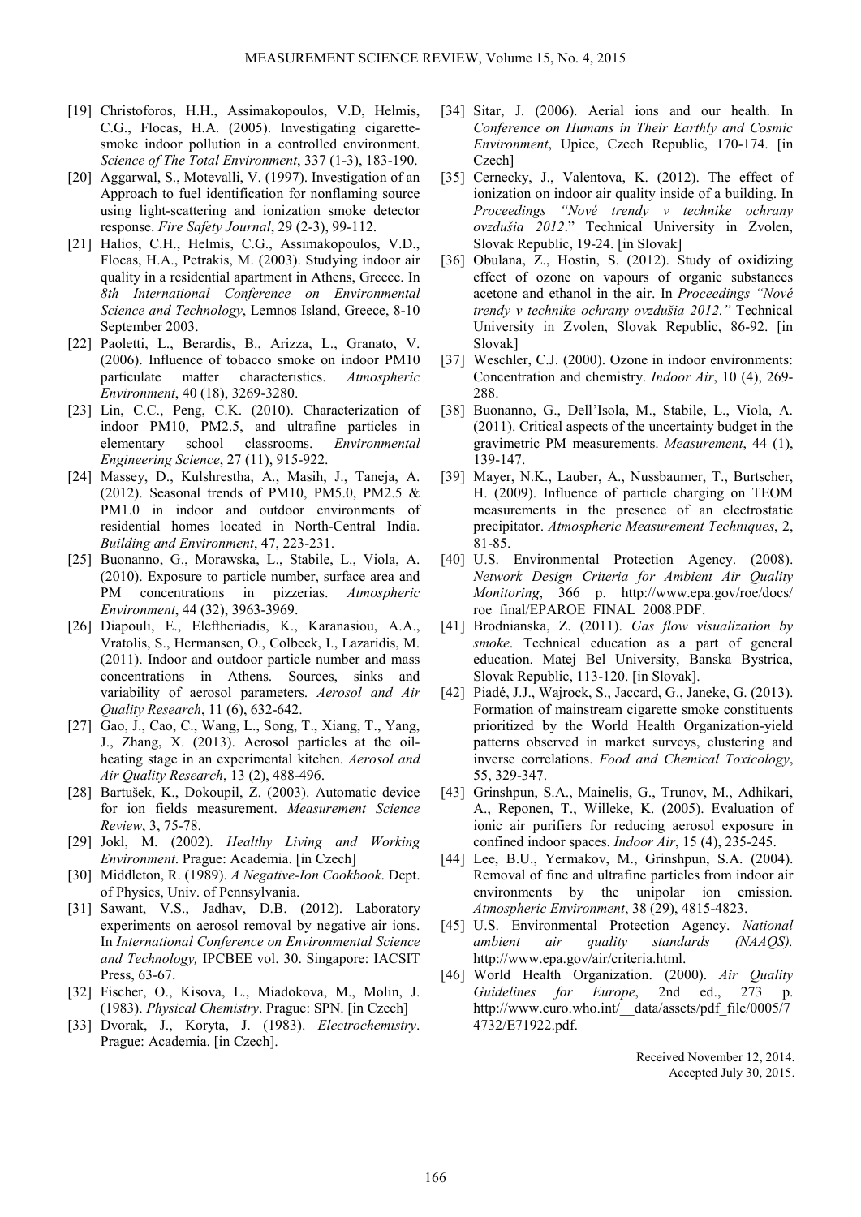[19] Christoforos, H.H., Assimakopoulos, V.D, Helmis, C.G., Flocas, H.A. (2005). Investigating cigarette-smoke indoor pollution in a controlled environment. *Science of The Total Environment*, 337 (1-3), 183-190.

[20] Aggarwal, S., Motevalli, V. (1997). Investigation of an Approach to fuel identification for nonflaming source using light-scattering and ionization smoke detector response. *Fire Safety Journal*, 29 (2-3), 99-112.

[21] Halios, C.H., Helmis, C.G., Assimakopoulos, V.D., Flocas, H.A., Petrakis, M. (2003). Studying indoor air quality in a residential apartment in Athens, Greece. In *8th International Conference on Environmental Science and Technology*, Lemnos Island, Greece, 8-10 September 2003.

[22] Paoletti, L., Berardis, B., Arizza, L., Granato, V. (2006). Influence of tobacco smoke on indoor PM10 particulate matter characteristics. *Atmospheric Environment*, 40 (18), 3269-3280.

[23] Lin, C.C., Peng, C.K. (2010). Characterization of indoor PM10, PM2.5, and ultrafine particles in elementary school classrooms. *Environmental Engineering Science*, 27 (11), 915-922.

[24] Massey, D., Kulshrestha, A., Masih, J., Taneja, A. (2012). Seasonal trends of PM10, PM5.0, PM2.5 & PM1.0 in indoor and outdoor environments of residential homes located in North-Central India. *Building and Environment*, 47, 223-231.

[25] Buonanno, G., Morawska, L., Stabile, L., Viola, A. (2010). Exposure to particle number, surface area and PM concentrations in pizzerias. *Atmospheric Environment*, 44 (32), 3963-3969.

[26] Diapouli, E., Eleftheriadis, K., Karanasiou, A.A., Vratolis, S., Hermansen, O., Colbeck, I., Lazaridis, M. (2011). Indoor and outdoor particle number and mass concentrations in Athens. Sources, sinks and variability of aerosol parameters. *Aerosol and Air Quality Research*, 11 (6), 632-642.

[27] Gao, J., Cao, C., Wang, L., Song, T., Xiang, T., Yang, J., Zhang, X. (2013). Aerosol particles at the oil-heating stage in an experimental kitchen. *Aerosol and Air Quality Research*, 13 (2), 488-496.

[28] Bartušek, K., Dokoupil, Z. (2003). Automatic device for ion fields measurement. *Measurement Science Review*, 3, 75-78.

[29] Jokl, M. (2002). *Healthy Living and Working Environment*. Prague: Academia. [in Czech]

[30] Middleton, R. (1989). *A Negative-Ion Cookbook*. Dept. of Physics, Univ. of Pennsylvania.

[31] Sawant, V.S., Jadhav, D.B. (2012). Laboratory experiments on aerosol removal by negative air ions. In *International Conference on Environmental Science and Technology,* IPCBEE vol. 30. Singapore: IACSIT Press, 63-67.

[32] Fischer, O., Kisova, L., Miadokova, M., Molin, J. (1983). *Physical Chemistry*. Prague: SPN. [in Czech]

[33] Dvorak, J., Koryta, J. (1983). *Electrochemistry*. Prague: Academia. [in Czech].

[34] Sitar, J. (2006). Aerial ions and our health. In *Conference on Humans in Their Earthly and Cosmic Environment*, Upice, Czech Republic, 170-174. [in Czech]

[35] Cernecky, J., Valentova, K. (2012). The effect of ionization on indoor air quality inside of a building. In *Proceedings "Nové trendy v technike ochrany ovzdušia 2012*." Technical University in Zvolen, Slovak Republic, 19-24. [in Slovak]

[36] Obulana, Z., Hostin, S. (2012). Study of oxidizing effect of ozone on vapours of organic substances acetone and ethanol in the air. In *Proceedings "Nové trendy v technike ochrany ovzdušia 2012."* Technical University in Zvolen, Slovak Republic, 86-92. [in Slovak]

[37] Weschler, C.J. (2000). Ozone in indoor environments: Concentration and chemistry. *Indoor Air*, 10 (4), 269-288.

[38] Buonanno, G., Dell'Isola, M., Stabile, L., Viola, A. (2011). Critical aspects of the uncertainty budget in the gravimetric PM measurements. *Measurement*, 44 (1), 139-147.

[39] Mayer, N.K., Lauber, A., Nussbaumer, T., Burtscher, H. (2009). Influence of particle charging on TEOM measurements in the presence of an electrostatic precipitator. *Atmospheric Measurement Techniques*, 2, 81-85.

[40] U.S. Environmental Protection Agency. (2008). *Network Design Criteria for Ambient Air Quality Monitoring*, 366 p. http://www.epa.gov/roe/docs/roe_final/EPAROE_FINAL_2008.PDF.

[41] Brodnianska, Z. (2011). *Gas flow visualization by smoke*. Technical education as a part of general education. Matej Bel University, Banska Bystrica, Slovak Republic, 113-120. [in Slovak].

[42] Piadé, J.J., Wajrock, S., Jaccard, G., Janeke, G. (2013). Formation of mainstream cigarette smoke constituents prioritized by the World Health Organization-yield patterns observed in market surveys, clustering and inverse correlations. *Food and Chemical Toxicology*, 55, 329-347.

[43] Grinshpun, S.A., Mainelis, G., Trunov, M., Adhikari, A., Reponen, T., Willeke, K. (2005). Evaluation of ionic air purifiers for reducing aerosol exposure in confined indoor spaces. *Indoor Air*, 15 (4), 235-245.

[44] Lee, B.U., Yermakov, M., Grinshpun, S.A. (2004). Removal of fine and ultrafine particles from indoor air environments by the unipolar ion emission. *Atmospheric Environment*, 38 (29), 4815-4823.

[45] U.S. Environmental Protection Agency. *National ambient air quality standards (NAAQS).* http://www.epa.gov/air/criteria.html.

[46] World Health Organization. (2000). *Air Quality Guidelines for Europe*, 2nd ed., 273 p. http://www.euro.who.int/__data/assets/pdf_file/0005/74732/E71922.pdf.

Received November 12, 2014.
Accepted July 30, 2015.